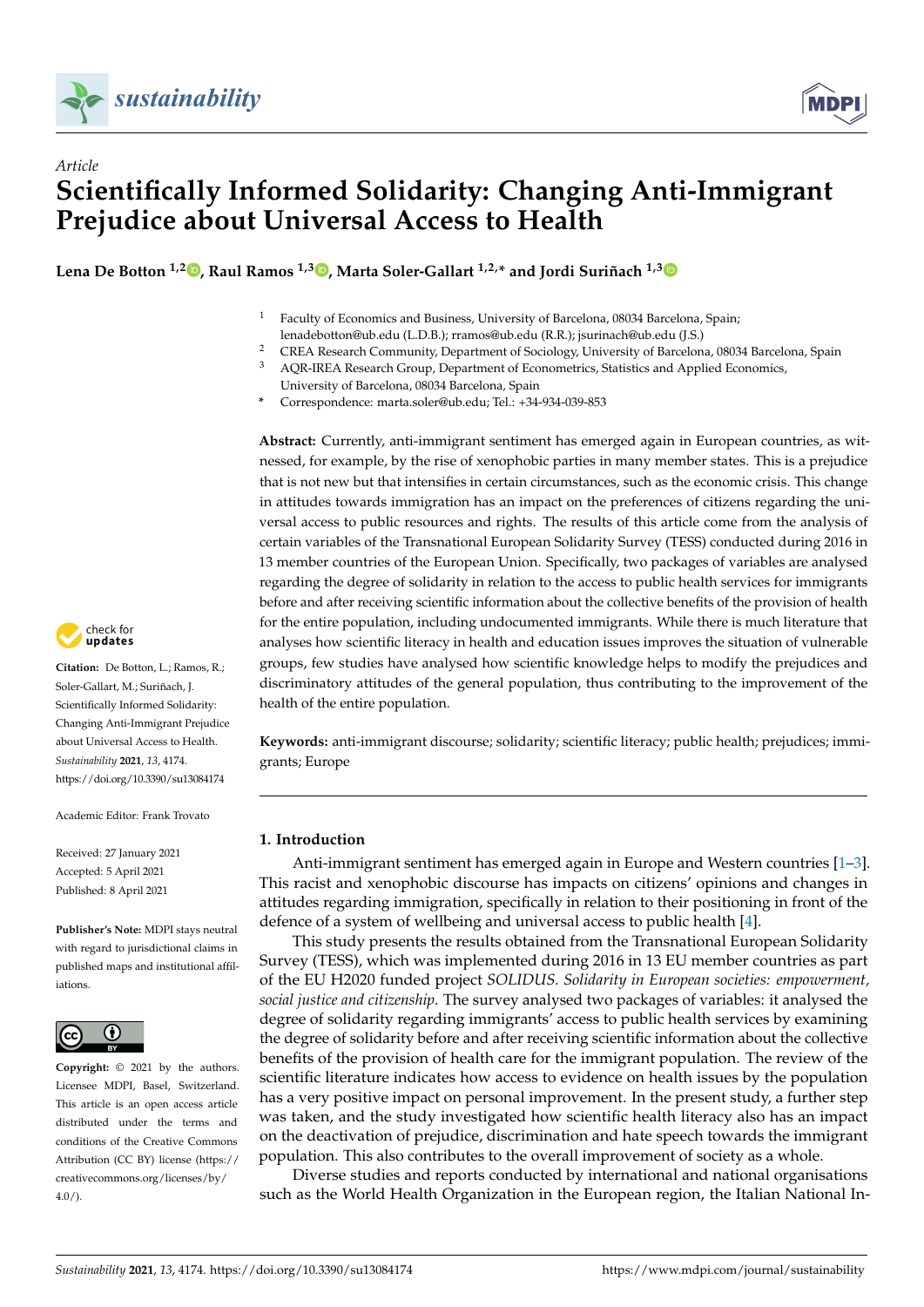*Article*

# Scientifically Informed Solidarity: Changing Anti-Immigrant Prejudice about Universal Access to Health

**Lena De Botton [1,2], Raul Ramos [1,3], Marta Soler-Gallart [1,2,*] and Jordi Suriñach [1,3]**

[1] Faculty of Economics and Business, University of Barcelona, 08034 Barcelona, Spain; lenadebotton@ub.edu (L.D.B.); rramos@ub.edu (R.R.); jsurinach@ub.edu (J.S.)
[2] CREA Research Community, Department of Sociology, University of Barcelona, 08034 Barcelona, Spain
[3] AQR-IREA Research Group, Department of Econometrics, Statistics and Applied Economics, University of Barcelona, 08034 Barcelona, Spain
* Correspondence: marta.soler@ub.edu; Tel.: +34-934-039-853

**Citation:** De Botton, L.; Ramos, R.; Soler-Gallart, M.; Suriñach, J. Scientifically Informed Solidarity: Changing Anti-Immigrant Prejudice about Universal Access to Health. *Sustainability* **2021**, *13*, 4174. https://doi.org/10.3390/su13084174

Academic Editor: Frank Trovato

Received: 27 January 2021
Accepted: 5 April 2021
Published: 8 April 2021

**Publisher's Note:** MDPI stays neutral with regard to jurisdictional claims in published maps and institutional affiliations.

**Copyright:** © 2021 by the authors. Licensee MDPI, Basel, Switzerland. This article is an open access article distributed under the terms and conditions of the Creative Commons Attribution (CC BY) license (https://creativecommons.org/licenses/by/4.0/).

**Abstract:** Currently, anti-immigrant sentiment has emerged again in European countries, as witnessed, for example, by the rise of xenophobic parties in many member states. This is a prejudice that is not new but that intensifies in certain circumstances, such as the economic crisis. This change in attitudes towards immigration has an impact on the preferences of citizens regarding the universal access to public resources and rights. The results of this article come from the analysis of certain variables of the Transnational European Solidarity Survey (TESS) conducted during 2016 in 13 member countries of the European Union. Specifically, two packages of variables are analysed regarding the degree of solidarity in relation to the access to public health services for immigrants before and after receiving scientific information about the collective benefits of the provision of health for the entire population, including undocumented immigrants. While there is much literature that analyses how scientific literacy in health and education issues improves the situation of vulnerable groups, few studies have analysed how scientific knowledge helps to modify the prejudices and discriminatory attitudes of the general population, thus contributing to the improvement of the health of the entire population.

**Keywords:** anti-immigrant discourse; solidarity; scientific literacy; public health; prejudices; immigrants; Europe

## 1. Introduction

Anti-immigrant sentiment has emerged again in Europe and Western countries [1–3]. This racist and xenophobic discourse has impacts on citizens' opinions and changes in attitudes regarding immigration, specifically in relation to their positioning in front of the defence of a system of wellbeing and universal access to public health [4].

This study presents the results obtained from the Transnational European Solidarity Survey (TESS), which was implemented during 2016 in 13 EU member countries as part of the EU H2020 funded project *SOLIDUS. Solidarity in European societies: empowerment, social justice and citizenship*. The survey analysed two packages of variables: it analysed the degree of solidarity regarding immigrants' access to public health services by examining the degree of solidarity before and after receiving scientific information about the collective benefits of the provision of health care for the immigrant population. The review of the scientific literature indicates how access to evidence on health issues by the population has a very positive impact on personal improvement. In the present study, a further step was taken, and the study investigated how scientific health literacy also has an impact on the deactivation of prejudice, discrimination and hate speech towards the immigrant population. This also contributes to the overall improvement of society as a whole.

Diverse studies and reports conducted by international and national organisations such as the World Health Organization in the European region, the Italian National In-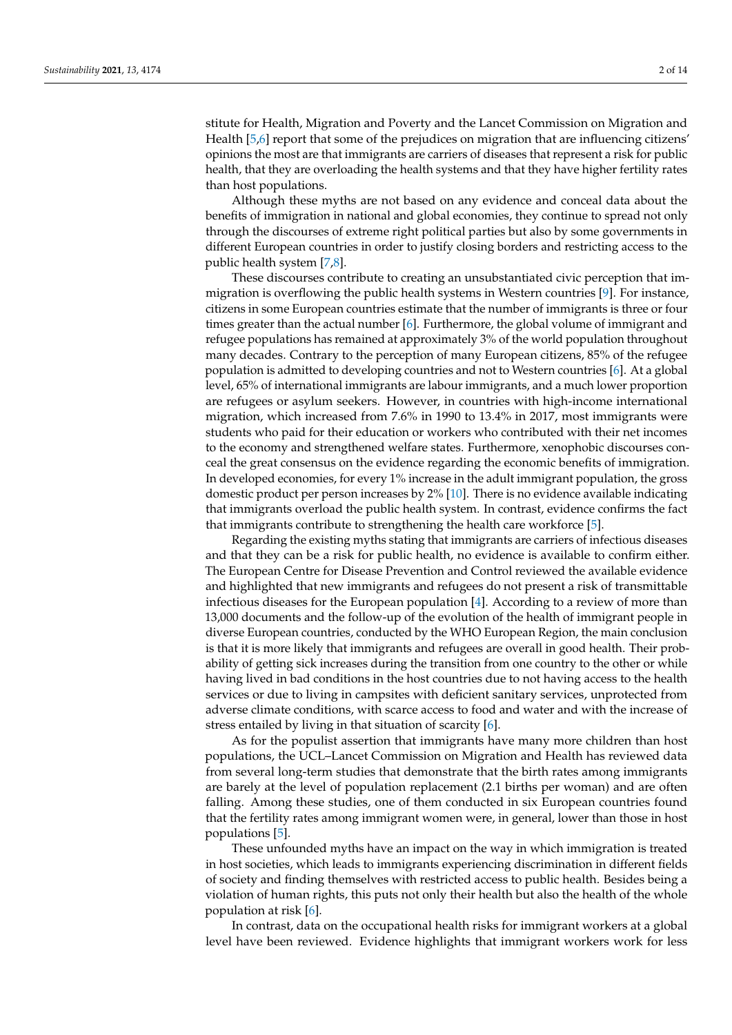stitute for Health, Migration and Poverty and the Lancet Commission on Migration and Health [5,6] report that some of the prejudices on migration that are influencing citizens' opinions the most are that immigrants are carriers of diseases that represent a risk for public health, that they are overloading the health systems and that they have higher fertility rates than host populations.

Although these myths are not based on any evidence and conceal data about the benefits of immigration in national and global economies, they continue to spread not only through the discourses of extreme right political parties but also by some governments in different European countries in order to justify closing borders and restricting access to the public health system [7,8].

These discourses contribute to creating an unsubstantiated civic perception that immigration is overflowing the public health systems in Western countries [9]. For instance, citizens in some European countries estimate that the number of immigrants is three or four times greater than the actual number [6]. Furthermore, the global volume of immigrant and refugee populations has remained at approximately 3% of the world population throughout many decades. Contrary to the perception of many European citizens, 85% of the refugee population is admitted to developing countries and not to Western countries [6]. At a global level, 65% of international immigrants are labour immigrants, and a much lower proportion are refugees or asylum seekers. However, in countries with high-income international migration, which increased from 7.6% in 1990 to 13.4% in 2017, most immigrants were students who paid for their education or workers who contributed with their net incomes to the economy and strengthened welfare states. Furthermore, xenophobic discourses conceal the great consensus on the evidence regarding the economic benefits of immigration. In developed economies, for every 1% increase in the adult immigrant population, the gross domestic product per person increases by 2% [10]. There is no evidence available indicating that immigrants overload the public health system. In contrast, evidence confirms the fact that immigrants contribute to strengthening the health care workforce [5].

Regarding the existing myths stating that immigrants are carriers of infectious diseases and that they can be a risk for public health, no evidence is available to confirm either. The European Centre for Disease Prevention and Control reviewed the available evidence and highlighted that new immigrants and refugees do not present a risk of transmittable infectious diseases for the European population [4]. According to a review of more than 13,000 documents and the follow-up of the evolution of the health of immigrant people in diverse European countries, conducted by the WHO European Region, the main conclusion is that it is more likely that immigrants and refugees are overall in good health. Their probability of getting sick increases during the transition from one country to the other or while having lived in bad conditions in the host countries due to not having access to the health services or due to living in campsites with deficient sanitary services, unprotected from adverse climate conditions, with scarce access to food and water and with the increase of stress entailed by living in that situation of scarcity [6].

As for the populist assertion that immigrants have many more children than host populations, the UCL–Lancet Commission on Migration and Health has reviewed data from several long-term studies that demonstrate that the birth rates among immigrants are barely at the level of population replacement (2.1 births per woman) and are often falling. Among these studies, one of them conducted in six European countries found that the fertility rates among immigrant women were, in general, lower than those in host populations [5].

These unfounded myths have an impact on the way in which immigration is treated in host societies, which leads to immigrants experiencing discrimination in different fields of society and finding themselves with restricted access to public health. Besides being a violation of human rights, this puts not only their health but also the health of the whole population at risk [6].

In contrast, data on the occupational health risks for immigrant workers at a global level have been reviewed. Evidence highlights that immigrant workers work for less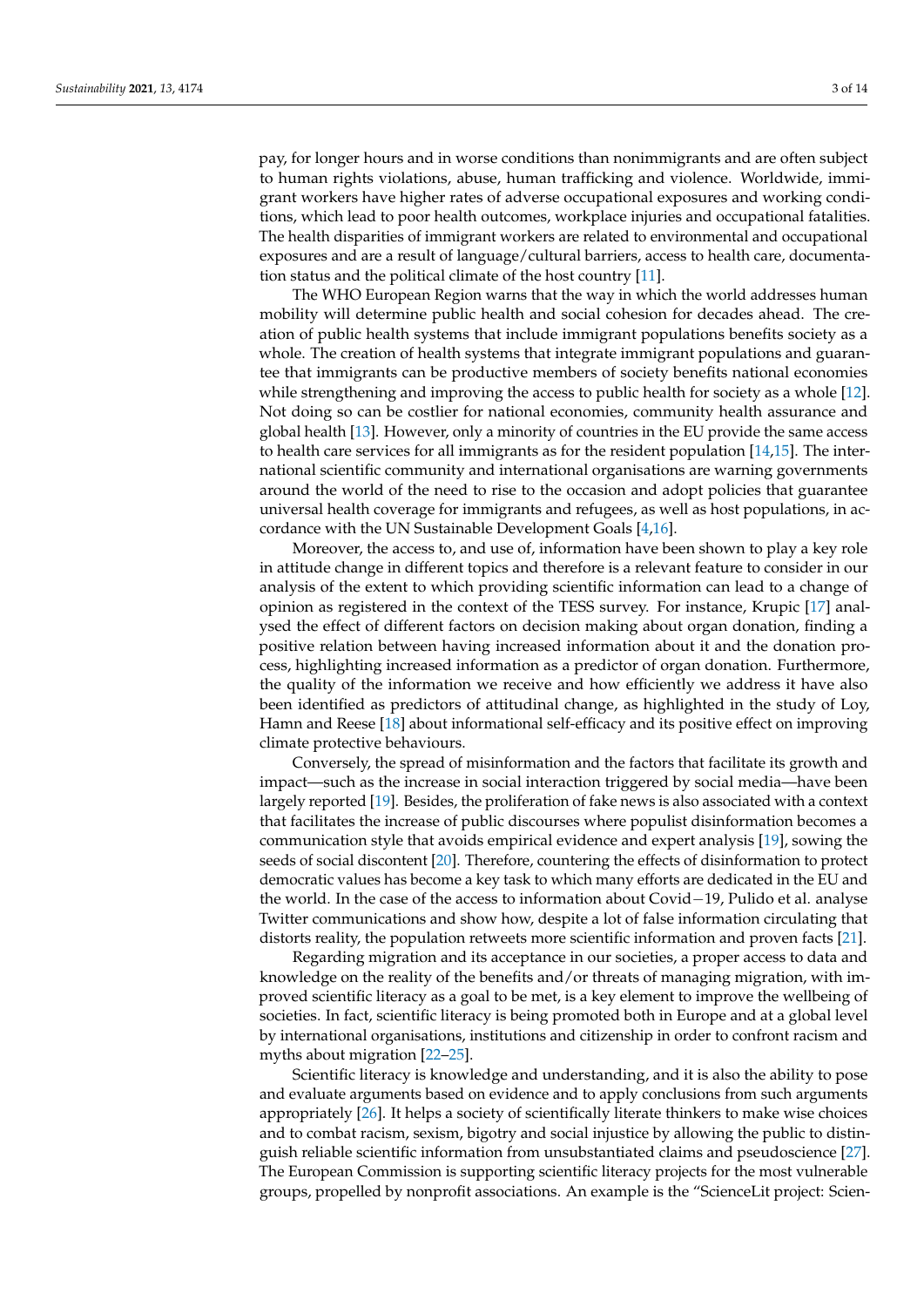pay, for longer hours and in worse conditions than nonimmigrants and are often subject to human rights violations, abuse, human trafficking and violence. Worldwide, immigrant workers have higher rates of adverse occupational exposures and working conditions, which lead to poor health outcomes, workplace injuries and occupational fatalities. The health disparities of immigrant workers are related to environmental and occupational exposures and are a result of language/cultural barriers, access to health care, documentation status and the political climate of the host country [11].

The WHO European Region warns that the way in which the world addresses human mobility will determine public health and social cohesion for decades ahead. The creation of public health systems that include immigrant populations benefits society as a whole. The creation of health systems that integrate immigrant populations and guarantee that immigrants can be productive members of society benefits national economies while strengthening and improving the access to public health for society as a whole [12]. Not doing so can be costlier for national economies, community health assurance and global health [13]. However, only a minority of countries in the EU provide the same access to health care services for all immigrants as for the resident population [14,15]. The international scientific community and international organisations are warning governments around the world of the need to rise to the occasion and adopt policies that guarantee universal health coverage for immigrants and refugees, as well as host populations, in accordance with the UN Sustainable Development Goals [4,16].

Moreover, the access to, and use of, information have been shown to play a key role in attitude change in different topics and therefore is a relevant feature to consider in our analysis of the extent to which providing scientific information can lead to a change of opinion as registered in the context of the TESS survey. For instance, Krupic [17] analysed the effect of different factors on decision making about organ donation, finding a positive relation between having increased information about it and the donation process, highlighting increased information as a predictor of organ donation. Furthermore, the quality of the information we receive and how efficiently we address it have also been identified as predictors of attitudinal change, as highlighted in the study of Loy, Hamn and Reese [18] about informational self-efficacy and its positive effect on improving climate protective behaviours.

Conversely, the spread of misinformation and the factors that facilitate its growth and impact—such as the increase in social interaction triggered by social media—have been largely reported [19]. Besides, the proliferation of fake news is also associated with a context that facilitates the increase of public discourses where populist disinformation becomes a communication style that avoids empirical evidence and expert analysis [19], sowing the seeds of social discontent [20]. Therefore, countering the effects of disinformation to protect democratic values has become a key task to which many efforts are dedicated in the EU and the world. In the case of the access to information about Covid−19, Pulido et al. analyse Twitter communications and show how, despite a lot of false information circulating that distorts reality, the population retweets more scientific information and proven facts [21].

Regarding migration and its acceptance in our societies, a proper access to data and knowledge on the reality of the benefits and/or threats of managing migration, with improved scientific literacy as a goal to be met, is a key element to improve the wellbeing of societies. In fact, scientific literacy is being promoted both in Europe and at a global level by international organisations, institutions and citizenship in order to confront racism and myths about migration [22–25].

Scientific literacy is knowledge and understanding, and it is also the ability to pose and evaluate arguments based on evidence and to apply conclusions from such arguments appropriately [26]. It helps a society of scientifically literate thinkers to make wise choices and to combat racism, sexism, bigotry and social injustice by allowing the public to distinguish reliable scientific information from unsubstantiated claims and pseudoscience [27]. The European Commission is supporting scientific literacy projects for the most vulnerable groups, propelled by nonprofit associations. An example is the "ScienceLit project: Scien-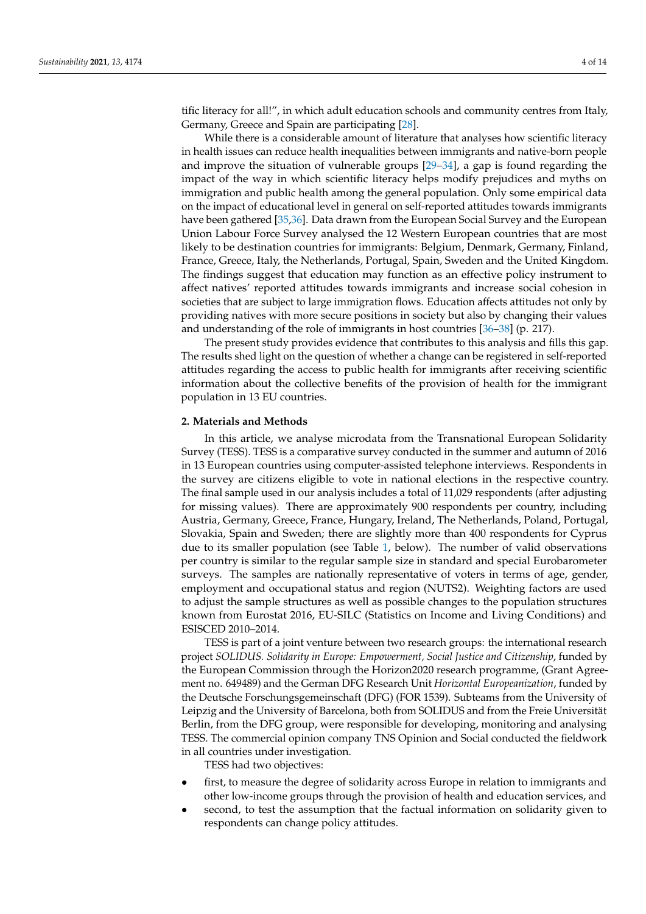tific literacy for all!", in which adult education schools and community centres from Italy, Germany, Greece and Spain are participating [28].

While there is a considerable amount of literature that analyses how scientific literacy in health issues can reduce health inequalities between immigrants and native-born people and improve the situation of vulnerable groups [29–34], a gap is found regarding the impact of the way in which scientific literacy helps modify prejudices and myths on immigration and public health among the general population. Only some empirical data on the impact of educational level in general on self-reported attitudes towards immigrants have been gathered [35,36]. Data drawn from the European Social Survey and the European Union Labour Force Survey analysed the 12 Western European countries that are most likely to be destination countries for immigrants: Belgium, Denmark, Germany, Finland, France, Greece, Italy, the Netherlands, Portugal, Spain, Sweden and the United Kingdom. The findings suggest that education may function as an effective policy instrument to affect natives' reported attitudes towards immigrants and increase social cohesion in societies that are subject to large immigration flows. Education affects attitudes not only by providing natives with more secure positions in society but also by changing their values and understanding of the role of immigrants in host countries [36–38] (p. 217).

The present study provides evidence that contributes to this analysis and fills this gap. The results shed light on the question of whether a change can be registered in self-reported attitudes regarding the access to public health for immigrants after receiving scientific information about the collective benefits of the provision of health for the immigrant population in 13 EU countries.

## 2. Materials and Methods

In this article, we analyse microdata from the Transnational European Solidarity Survey (TESS). TESS is a comparative survey conducted in the summer and autumn of 2016 in 13 European countries using computer-assisted telephone interviews. Respondents in the survey are citizens eligible to vote in national elections in the respective country. The final sample used in our analysis includes a total of 11,029 respondents (after adjusting for missing values). There are approximately 900 respondents per country, including Austria, Germany, Greece, France, Hungary, Ireland, The Netherlands, Poland, Portugal, Slovakia, Spain and Sweden; there are slightly more than 400 respondents for Cyprus due to its smaller population (see Table 1, below). The number of valid observations per country is similar to the regular sample size in standard and special Eurobarometer surveys. The samples are nationally representative of voters in terms of age, gender, employment and occupational status and region (NUTS2). Weighting factors are used to adjust the sample structures as well as possible changes to the population structures known from Eurostat 2016, EU-SILC (Statistics on Income and Living Conditions) and ESISCED 2010–2014.

TESS is part of a joint venture between two research groups: the international research project *SOLIDUS. Solidarity in Europe: Empowerment, Social Justice and Citizenship*, funded by the European Commission through the Horizon2020 research programme, (Grant Agreement no. 649489) and the German DFG Research Unit *Horizontal Europeanization*, funded by the Deutsche Forschungsgemeinschaft (DFG) (FOR 1539). Subteams from the University of Leipzig and the University of Barcelona, both from SOLIDUS and from the Freie Universität Berlin, from the DFG group, were responsible for developing, monitoring and analysing TESS. The commercial opinion company TNS Opinion and Social conducted the fieldwork in all countries under investigation.

TESS had two objectives:

- first, to measure the degree of solidarity across Europe in relation to immigrants and other low-income groups through the provision of health and education services, and
- second, to test the assumption that the factual information on solidarity given to respondents can change policy attitudes.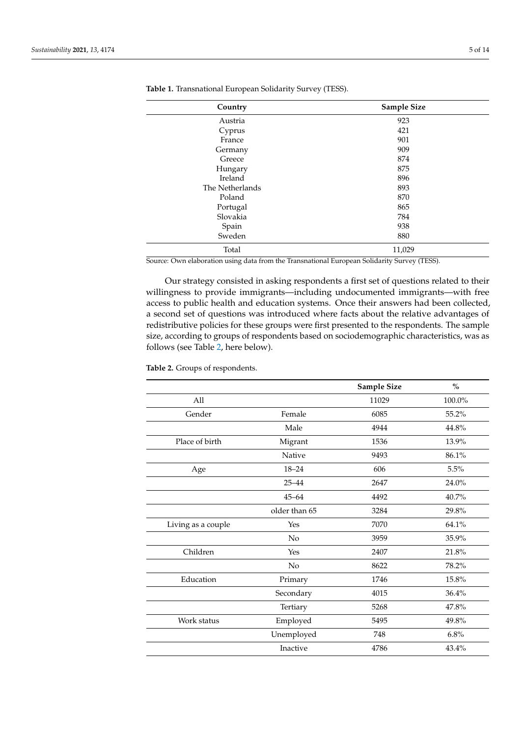**Table 1.** Transnational European Solidarity Survey (TESS).

| Country | Sample Size |
|---|---|
| Austria | 923 |
| Cyprus | 421 |
| France | 901 |
| Germany | 909 |
| Greece | 874 |
| Hungary | 875 |
| Ireland | 896 |
| The Netherlands | 893 |
| Poland | 870 |
| Portugal | 865 |
| Slovakia | 784 |
| Spain | 938 |
| Sweden | 880 |
| Total | 11,029 |

Source: Own elaboration using data from the Transnational European Solidarity Survey (TESS).

Our strategy consisted in asking respondents a first set of questions related to their willingness to provide immigrants—including undocumented immigrants—with free access to public health and education systems. Once their answers had been collected, a second set of questions was introduced where facts about the relative advantages of redistributive policies for these groups were first presented to the respondents. The sample size, according to groups of respondents based on sociodemographic characteristics, was as follows (see Table 2, here below).

**Table 2.** Groups of respondents.

| | | Sample Size | % |
|---|---|---|---|
| All | | 11029 | 100.0% |
| Gender | Female | 6085 | 55.2% |
| | Male | 4944 | 44.8% |
| Place of birth | Migrant | 1536 | 13.9% |
| | Native | 9493 | 86.1% |
| Age | 18–24 | 606 | 5.5% |
| | 25–44 | 2647 | 24.0% |
| | 45–64 | 4492 | 40.7% |
| | older than 65 | 3284 | 29.8% |
| Living as a couple | Yes | 7070 | 64.1% |
| | No | 3959 | 35.9% |
| Children | Yes | 2407 | 21.8% |
| | No | 8622 | 78.2% |
| Education | Primary | 1746 | 15.8% |
| | Secondary | 4015 | 36.4% |
| | Tertiary | 5268 | 47.8% |
| Work status | Employed | 5495 | 49.8% |
| | Unemployed | 748 | 6.8% |
| | Inactive | 4786 | 43.4% |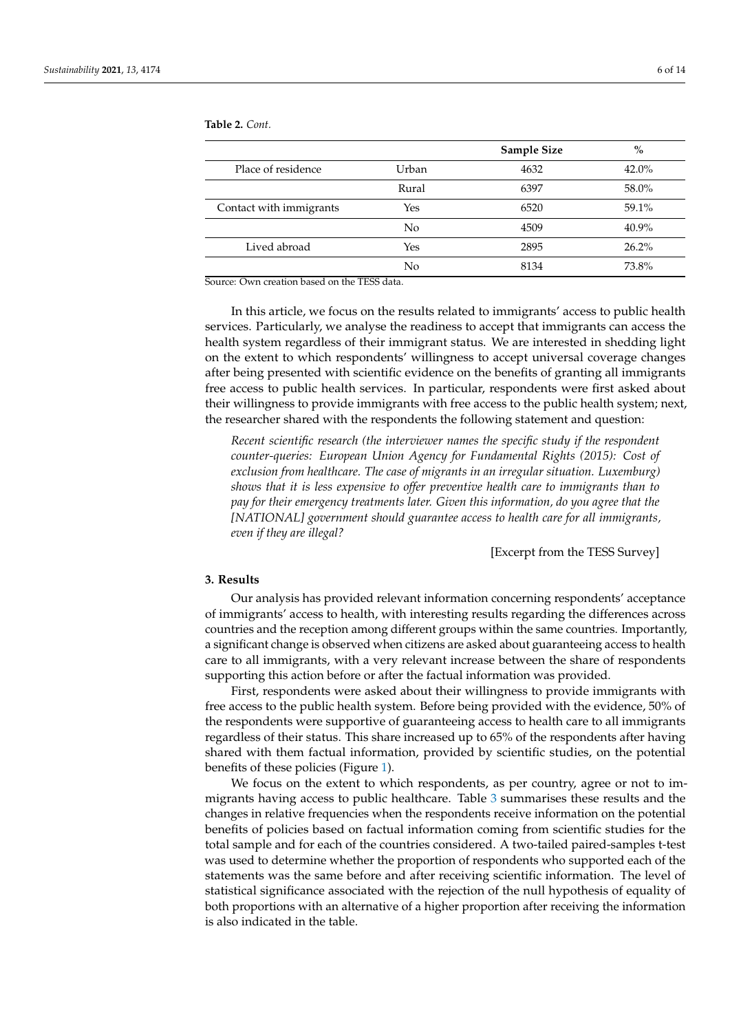**Table 2.** *Cont.*

| | | Sample Size | % |
|---|---|---|---|
| Place of residence | Urban | 4632 | 42.0% |
| | Rural | 6397 | 58.0% |
| Contact with immigrants | Yes | 6520 | 59.1% |
| | No | 4509 | 40.9% |
| Lived abroad | Yes | 2895 | 26.2% |
| | No | 8134 | 73.8% |

Source: Own creation based on the TESS data.

In this article, we focus on the results related to immigrants' access to public health services. Particularly, we analyse the readiness to accept that immigrants can access the health system regardless of their immigrant status. We are interested in shedding light on the extent to which respondents' willingness to accept universal coverage changes after being presented with scientific evidence on the benefits of granting all immigrants free access to public health services. In particular, respondents were first asked about their willingness to provide immigrants with free access to the public health system; next, the researcher shared with the respondents the following statement and question:

> *Recent scientific research (the interviewer names the specific study if the respondent counter-queries: European Union Agency for Fundamental Rights (2015): Cost of exclusion from healthcare. The case of migrants in an irregular situation. Luxemburg) shows that it is less expensive to offer preventive health care to immigrants than to pay for their emergency treatments later. Given this information, do you agree that the [NATIONAL] government should guarantee access to health care for all immigrants, even if they are illegal?*
>
> [Excerpt from the TESS Survey]

## 3. Results

Our analysis has provided relevant information concerning respondents' acceptance of immigrants' access to health, with interesting results regarding the differences across countries and the reception among different groups within the same countries. Importantly, a significant change is observed when citizens are asked about guaranteeing access to health care to all immigrants, with a very relevant increase between the share of respondents supporting this action before or after the factual information was provided.

First, respondents were asked about their willingness to provide immigrants with free access to the public health system. Before being provided with the evidence, 50% of the respondents were supportive of guaranteeing access to health care to all immigrants regardless of their status. This share increased up to 65% of the respondents after having shared with them factual information, provided by scientific studies, on the potential benefits of these policies (Figure 1).

We focus on the extent to which respondents, as per country, agree or not to immigrants having access to public healthcare. Table 3 summarises these results and the changes in relative frequencies when the respondents receive information on the potential benefits of policies based on factual information coming from scientific studies for the total sample and for each of the countries considered. A two-tailed paired-samples t-test was used to determine whether the proportion of respondents who supported each of the statements was the same before and after receiving scientific information. The level of statistical significance associated with the rejection of the null hypothesis of equality of both proportions with an alternative of a higher proportion after receiving the information is also indicated in the table.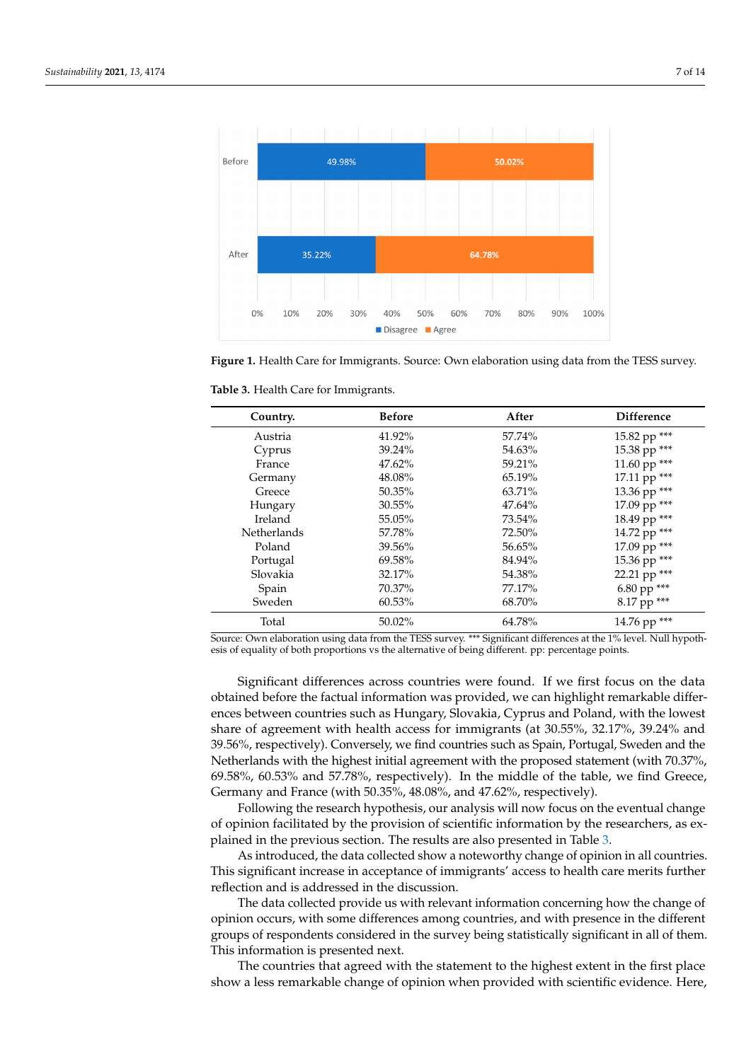**Figure 1.** Health Care for Immigrants. Source: Own elaboration using data from the TESS survey.

**Table 3.** Health Care for Immigrants.

| Country. | Before | After | Difference |
|---|---|---|---|
| Austria | 41.92% | 57.74% | 15.82 pp *** |
| Cyprus | 39.24% | 54.63% | 15.38 pp *** |
| France | 47.62% | 59.21% | 11.60 pp *** |
| Germany | 48.08% | 65.19% | 17.11 pp *** |
| Greece | 50.35% | 63.71% | 13.36 pp *** |
| Hungary | 30.55% | 47.64% | 17.09 pp *** |
| Ireland | 55.05% | 73.54% | 18.49 pp *** |
| Netherlands | 57.78% | 72.50% | 14.72 pp *** |
| Poland | 39.56% | 56.65% | 17.09 pp *** |
| Portugal | 69.58% | 84.94% | 15.36 pp *** |
| Slovakia | 32.17% | 54.38% | 22.21 pp *** |
| Spain | 70.37% | 77.17% | 6.80 pp *** |
| Sweden | 60.53% | 68.70% | 8.17 pp *** |
| Total | 50.02% | 64.78% | 14.76 pp *** |

Source: Own elaboration using data from the TESS survey. *** Significant differences at the 1% level. Null hypothesis of equality of both proportions vs the alternative of being different. pp: percentage points.

Significant differences across countries were found. If we first focus on the data obtained before the factual information was provided, we can highlight remarkable differences between countries such as Hungary, Slovakia, Cyprus and Poland, with the lowest share of agreement with health access for immigrants (at 30.55%, 32.17%, 39.24% and 39.56%, respectively). Conversely, we find countries such as Spain, Portugal, Sweden and the Netherlands with the highest initial agreement with the proposed statement (with 70.37%, 69.58%, 60.53% and 57.78%, respectively). In the middle of the table, we find Greece, Germany and France (with 50.35%, 48.08%, and 47.62%, respectively).

Following the research hypothesis, our analysis will now focus on the eventual change of opinion facilitated by the provision of scientific information by the researchers, as explained in the previous section. The results are also presented in Table 3.

As introduced, the data collected show a noteworthy change of opinion in all countries. This significant increase in acceptance of immigrants' access to health care merits further reflection and is addressed in the discussion.

The data collected provide us with relevant information concerning how the change of opinion occurs, with some differences among countries, and with presence in the different groups of respondents considered in the survey being statistically significant in all of them. This information is presented next.

The countries that agreed with the statement to the highest extent in the first place show a less remarkable change of opinion when provided with scientific evidence. Here,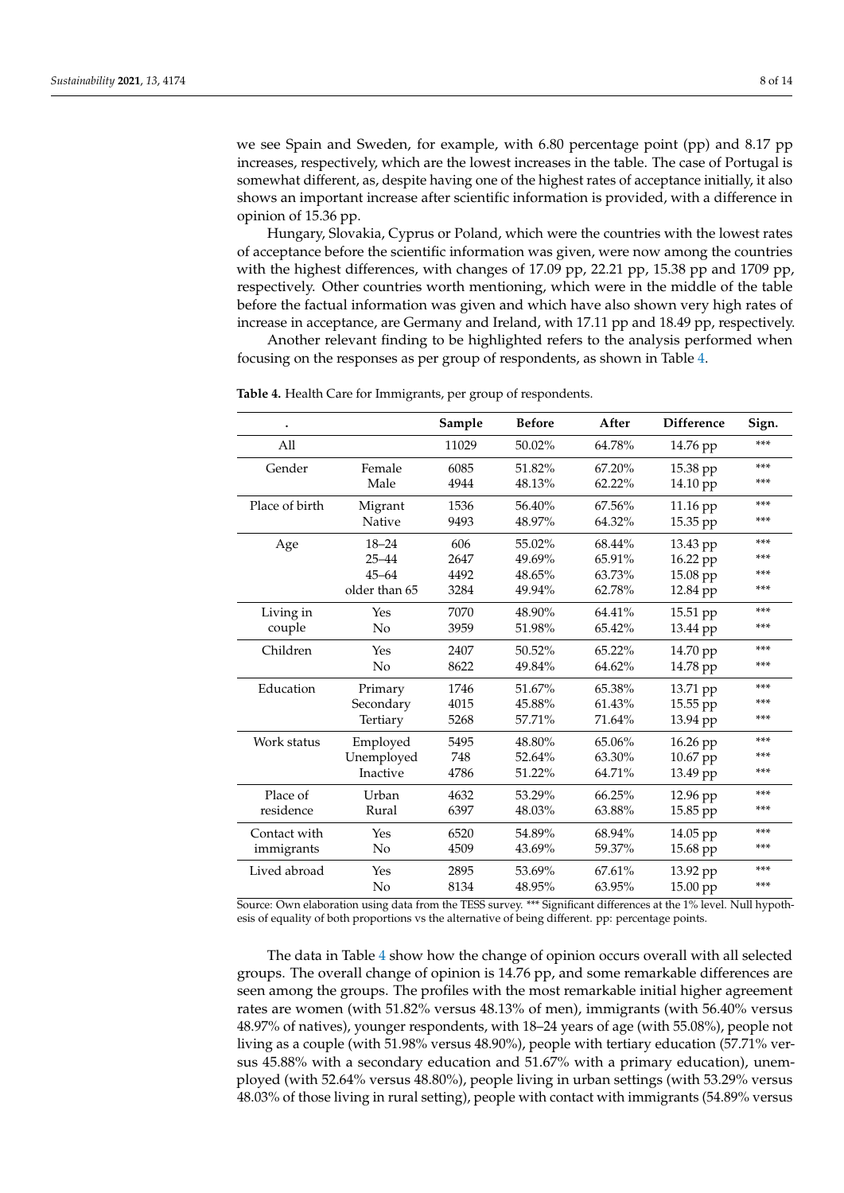we see Spain and Sweden, for example, with 6.80 percentage point (pp) and 8.17 pp increases, respectively, which are the lowest increases in the table. The case of Portugal is somewhat different, as, despite having one of the highest rates of acceptance initially, it also shows an important increase after scientific information is provided, with a difference in opinion of 15.36 pp.

Hungary, Slovakia, Cyprus or Poland, which were the countries with the lowest rates of acceptance before the scientific information was given, were now among the countries with the highest differences, with changes of 17.09 pp, 22.21 pp, 15.38 pp and 1709 pp, respectively. Other countries worth mentioning, which were in the middle of the table before the factual information was given and which have also shown very high rates of increase in acceptance, are Germany and Ireland, with 17.11 pp and 18.49 pp, respectively.

Another relevant finding to be highlighted refers to the analysis performed when focusing on the responses as per group of respondents, as shown in Table 4.

**Table 4.** Health Care for Immigrants, per group of respondents.

| . | | Sample | Before | After | Difference | Sign. |
|---|---|---|---|---|---|---|
| All | | 11029 | 50.02% | 64.78% | 14.76 pp | *** |
| Gender | Female | 6085 | 51.82% | 67.20% | 15.38 pp | *** |
| | Male | 4944 | 48.13% | 62.22% | 14.10 pp | *** |
| Place of birth | Migrant | 1536 | 56.40% | 67.56% | 11.16 pp | *** |
| | Native | 9493 | 48.97% | 64.32% | 15.35 pp | *** |
| Age | 18–24 | 606 | 55.02% | 68.44% | 13.43 pp | *** |
| | 25–44 | 2647 | 49.69% | 65.91% | 16.22 pp | *** |
| | 45–64 | 4492 | 48.65% | 63.73% | 15.08 pp | *** |
| | older than 65 | 3284 | 49.94% | 62.78% | 12.84 pp | *** |
| Living in couple | Yes | 7070 | 48.90% | 64.41% | 15.51 pp | *** |
| | No | 3959 | 51.98% | 65.42% | 13.44 pp | *** |
| Children | Yes | 2407 | 50.52% | 65.22% | 14.70 pp | *** |
| | No | 8622 | 49.84% | 64.62% | 14.78 pp | *** |
| Education | Primary | 1746 | 51.67% | 65.38% | 13.71 pp | *** |
| | Secondary | 4015 | 45.88% | 61.43% | 15.55 pp | *** |
| | Tertiary | 5268 | 57.71% | 71.64% | 13.94 pp | *** |
| Work status | Employed | 5495 | 48.80% | 65.06% | 16.26 pp | *** |
| | Unemployed | 748 | 52.64% | 63.30% | 10.67 pp | *** |
| | Inactive | 4786 | 51.22% | 64.71% | 13.49 pp | *** |
| Place of residence | Urban | 4632 | 53.29% | 66.25% | 12.96 pp | *** |
| | Rural | 6397 | 48.03% | 63.88% | 15.85 pp | *** |
| Contact with immigrants | Yes | 6520 | 54.89% | 68.94% | 14.05 pp | *** |
| | No | 4509 | 43.69% | 59.37% | 15.68 pp | *** |
| Lived abroad | Yes | 2895 | 53.69% | 67.61% | 13.92 pp | *** |
| | No | 8134 | 48.95% | 63.95% | 15.00 pp | *** |

Source: Own elaboration using data from the TESS survey. *** Significant differences at the 1% level. Null hypothesis of equality of both proportions vs the alternative of being different. pp: percentage points.

The data in Table 4 show how the change of opinion occurs overall with all selected groups. The overall change of opinion is 14.76 pp, and some remarkable differences are seen among the groups. The profiles with the most remarkable initial higher agreement rates are women (with 51.82% versus 48.13% of men), immigrants (with 56.40% versus 48.97% of natives), younger respondents, with 18–24 years of age (with 55.08%), people not living as a couple (with 51.98% versus 48.90%), people with tertiary education (57.71% versus 45.88% with a secondary education and 51.67% with a primary education), unemployed (with 52.64% versus 48.80%), people living in urban settings (with 53.29% versus 48.03% of those living in rural setting), people with contact with immigrants (54.89% versus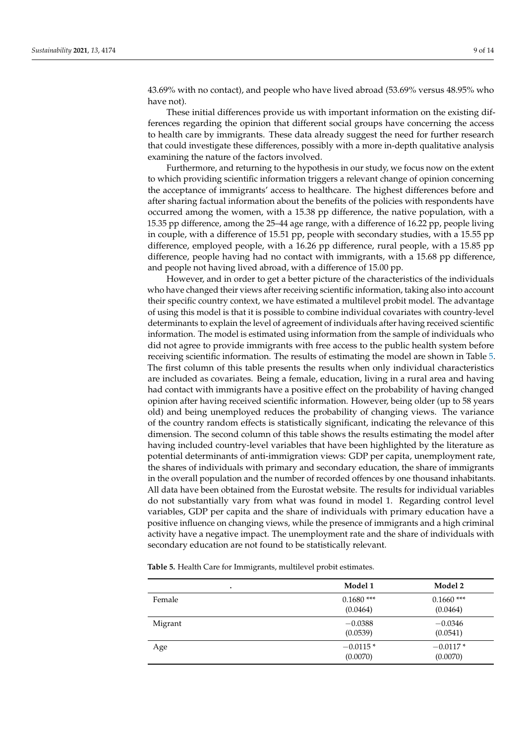43.69% with no contact), and people who have lived abroad (53.69% versus 48.95% who have not).

These initial differences provide us with important information on the existing differences regarding the opinion that different social groups have concerning the access to health care by immigrants. These data already suggest the need for further research that could investigate these differences, possibly with a more in-depth qualitative analysis examining the nature of the factors involved.

Furthermore, and returning to the hypothesis in our study, we focus now on the extent to which providing scientific information triggers a relevant change of opinion concerning the acceptance of immigrants' access to healthcare. The highest differences before and after sharing factual information about the benefits of the policies with respondents have occurred among the women, with a 15.38 pp difference, the native population, with a 15.35 pp difference, among the 25–44 age range, with a difference of 16.22 pp, people living in couple, with a difference of 15.51 pp, people with secondary studies, with a 15.55 pp difference, employed people, with a 16.26 pp difference, rural people, with a 15.85 pp difference, people having had no contact with immigrants, with a 15.68 pp difference, and people not having lived abroad, with a difference of 15.00 pp.

However, and in order to get a better picture of the characteristics of the individuals who have changed their views after receiving scientific information, taking also into account their specific country context, we have estimated a multilevel probit model. The advantage of using this model is that it is possible to combine individual covariates with country-level determinants to explain the level of agreement of individuals after having received scientific information. The model is estimated using information from the sample of individuals who did not agree to provide immigrants with free access to the public health system before receiving scientific information. The results of estimating the model are shown in Table 5. The first column of this table presents the results when only individual characteristics are included as covariates. Being a female, education, living in a rural area and having had contact with immigrants have a positive effect on the probability of having changed opinion after having received scientific information. However, being older (up to 58 years old) and being unemployed reduces the probability of changing views. The variance of the country random effects is statistically significant, indicating the relevance of this dimension. The second column of this table shows the results estimating the model after having included country-level variables that have been highlighted by the literature as potential determinants of anti-immigration views: GDP per capita, unemployment rate, the shares of individuals with primary and secondary education, the share of immigrants in the overall population and the number of recorded offences by one thousand inhabitants. All data have been obtained from the Eurostat website. The results for individual variables do not substantially vary from what was found in model 1. Regarding control level variables, GDP per capita and the share of individuals with primary education have a positive influence on changing views, while the presence of immigrants and a high criminal activity have a negative impact. The unemployment rate and the share of individuals with secondary education are not found to be statistically relevant.

**Table 5.** Health Care for Immigrants, multilevel probit estimates.

| . | Model 1 | Model 2 |
|---|---|---|
| Female | 0.1680 *** (0.0464) | 0.1660 *** (0.0464) |
| Migrant | −0.0388 (0.0539) | −0.0346 (0.0541) |
| Age | −0.0115 * (0.0070) | −0.0117 * (0.0070) |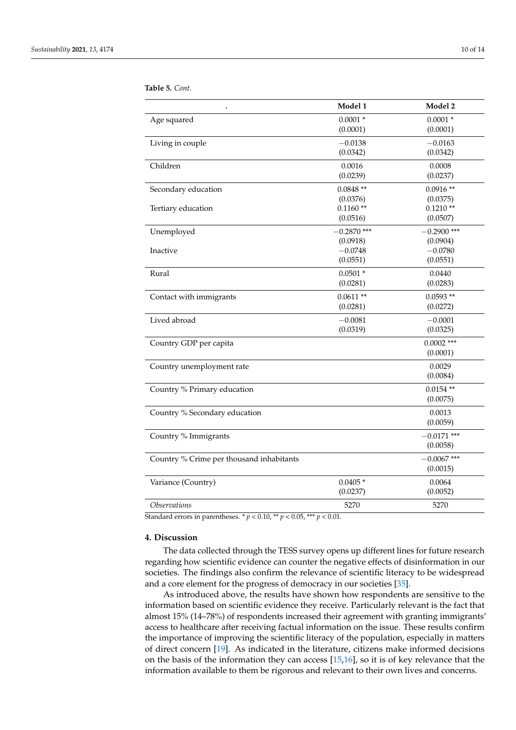**Table 5.** *Cont.*

| . | Model 1 | Model 2 |
|---|---|---|
| Age squared | 0.0001 * | 0.0001 * |
| | (0.0001) | (0.0001) |
| Living in couple | −0.0138 | −0.0163 |
| | (0.0342) | (0.0342) |
| Children | 0.0016 | 0.0008 |
| | (0.0239) | (0.0237) |
| Secondary education | 0.0848 ** | 0.0916 ** |
| | (0.0376) | (0.0375) |
| Tertiary education | 0.1160 ** | 0.1210 ** |
| | (0.0516) | (0.0507) |
| Unemployed | −0.2870 *** | −0.2900 *** |
| | (0.0918) | (0.0904) |
| Inactive | −0.0748 | −0.0780 |
| | (0.0551) | (0.0551) |
| Rural | 0.0501 * | 0.0440 |
| | (0.0281) | (0.0283) |
| Contact with immigrants | 0.0611 ** | 0.0593 ** |
| | (0.0281) | (0.0272) |
| Lived abroad | −0.0081 | −0.0001 |
| | (0.0319) | (0.0325) |
| Country GDP per capita | | 0.0002 *** |
| | | (0.0001) |
| Country unemployment rate | | 0.0029 |
| | | (0.0084) |
| Country % Primary education | | 0.0154 ** |
| | | (0.0075) |
| Country % Secondary education | | 0.0013 |
| | | (0.0059) |
| Country % Immigrants | | −0.0171 *** |
| | | (0.0058) |
| Country % Crime per thousand inhabitants | | −0.0067 *** |
| | | (0.0015) |
| Variance (Country) | 0.0405 * | 0.0064 |
| | (0.0237) | (0.0052) |
| *Observations* | 5270 | 5270 |

Standard errors in parentheses. * $p < 0.10$, ** $p < 0.05$, *** $p < 0.01$.

## 4. Discussion

The data collected through the TESS survey opens up different lines for future research regarding how scientific evidence can counter the negative effects of disinformation in our societies. The findings also confirm the relevance of scientific literacy to be widespread and a core element for the progress of democracy in our societies [35].

As introduced above, the results have shown how respondents are sensitive to the information based on scientific evidence they receive. Particularly relevant is the fact that almost 15% (14–78%) of respondents increased their agreement with granting immigrants' access to healthcare after receiving factual information on the issue. These results confirm the importance of improving the scientific literacy of the population, especially in matters of direct concern [19]. As indicated in the literature, citizens make informed decisions on the basis of the information they can access [15,16], so it is of key relevance that the information available to them be rigorous and relevant to their own lives and concerns.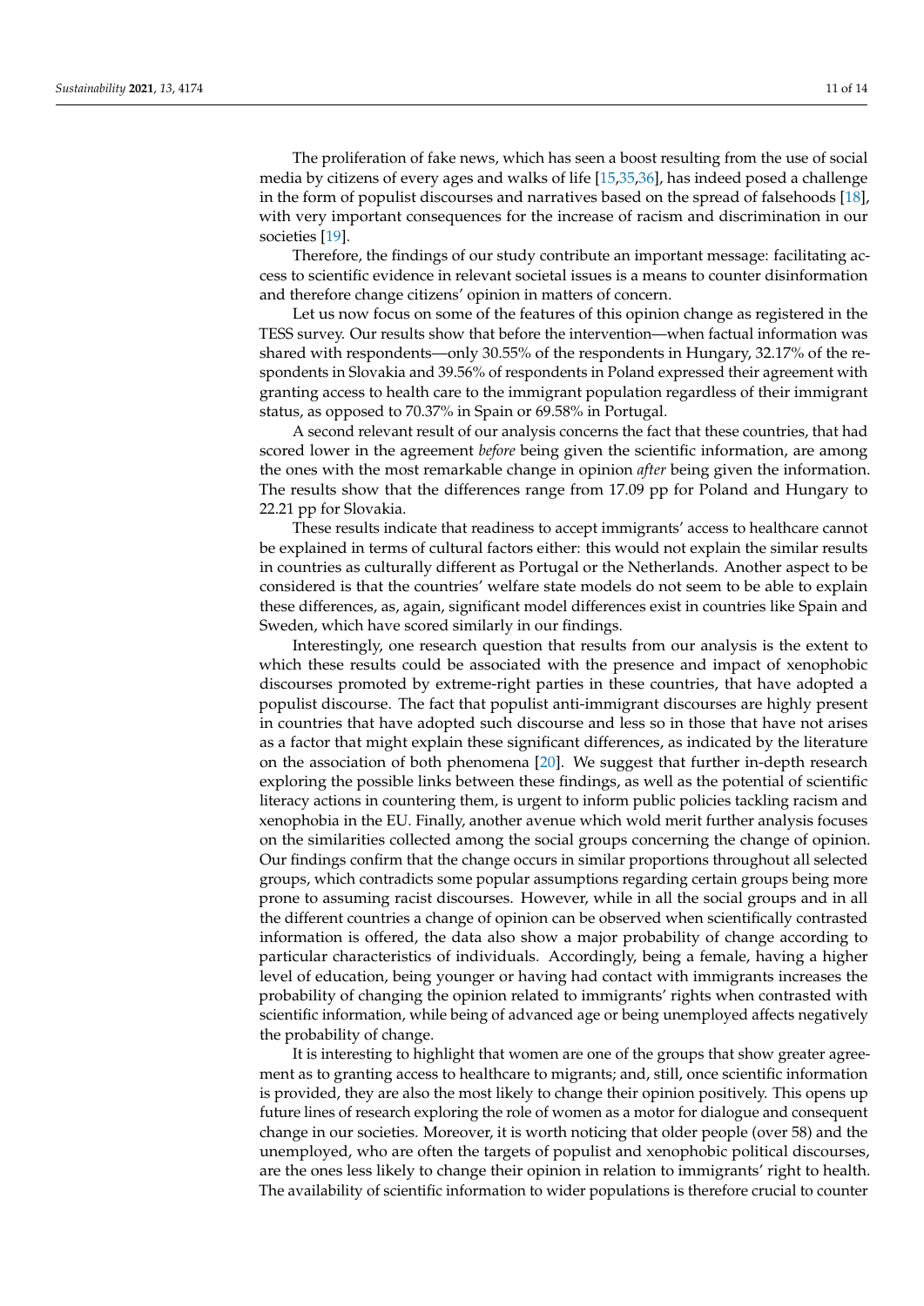The proliferation of fake news, which has seen a boost resulting from the use of social media by citizens of every ages and walks of life [15,35,36], has indeed posed a challenge in the form of populist discourses and narratives based on the spread of falsehoods [18], with very important consequences for the increase of racism and discrimination in our societies [19].

Therefore, the findings of our study contribute an important message: facilitating access to scientific evidence in relevant societal issues is a means to counter disinformation and therefore change citizens' opinion in matters of concern.

Let us now focus on some of the features of this opinion change as registered in the TESS survey. Our results show that before the intervention—when factual information was shared with respondents—only 30.55% of the respondents in Hungary, 32.17% of the respondents in Slovakia and 39.56% of respondents in Poland expressed their agreement with granting access to health care to the immigrant population regardless of their immigrant status, as opposed to 70.37% in Spain or 69.58% in Portugal.

A second relevant result of our analysis concerns the fact that these countries, that had scored lower in the agreement *before* being given the scientific information, are among the ones with the most remarkable change in opinion *after* being given the information. The results show that the differences range from 17.09 pp for Poland and Hungary to 22.21 pp for Slovakia.

These results indicate that readiness to accept immigrants' access to healthcare cannot be explained in terms of cultural factors either: this would not explain the similar results in countries as culturally different as Portugal or the Netherlands. Another aspect to be considered is that the countries' welfare state models do not seem to be able to explain these differences, as, again, significant model differences exist in countries like Spain and Sweden, which have scored similarly in our findings.

Interestingly, one research question that results from our analysis is the extent to which these results could be associated with the presence and impact of xenophobic discourses promoted by extreme-right parties in these countries, that have adopted a populist discourse. The fact that populist anti-immigrant discourses are highly present in countries that have adopted such discourse and less so in those that have not arises as a factor that might explain these significant differences, as indicated by the literature on the association of both phenomena [20]. We suggest that further in-depth research exploring the possible links between these findings, as well as the potential of scientific literacy actions in countering them, is urgent to inform public policies tackling racism and xenophobia in the EU. Finally, another avenue which wold merit further analysis focuses on the similarities collected among the social groups concerning the change of opinion. Our findings confirm that the change occurs in similar proportions throughout all selected groups, which contradicts some popular assumptions regarding certain groups being more prone to assuming racist discourses. However, while in all the social groups and in all the different countries a change of opinion can be observed when scientifically contrasted information is offered, the data also show a major probability of change according to particular characteristics of individuals. Accordingly, being a female, having a higher level of education, being younger or having had contact with immigrants increases the probability of changing the opinion related to immigrants' rights when contrasted with scientific information, while being of advanced age or being unemployed affects negatively the probability of change.

It is interesting to highlight that women are one of the groups that show greater agreement as to granting access to healthcare to migrants; and, still, once scientific information is provided, they are also the most likely to change their opinion positively. This opens up future lines of research exploring the role of women as a motor for dialogue and consequent change in our societies. Moreover, it is worth noticing that older people (over 58) and the unemployed, who are often the targets of populist and xenophobic political discourses, are the ones less likely to change their opinion in relation to immigrants' right to health. The availability of scientific information to wider populations is therefore crucial to counter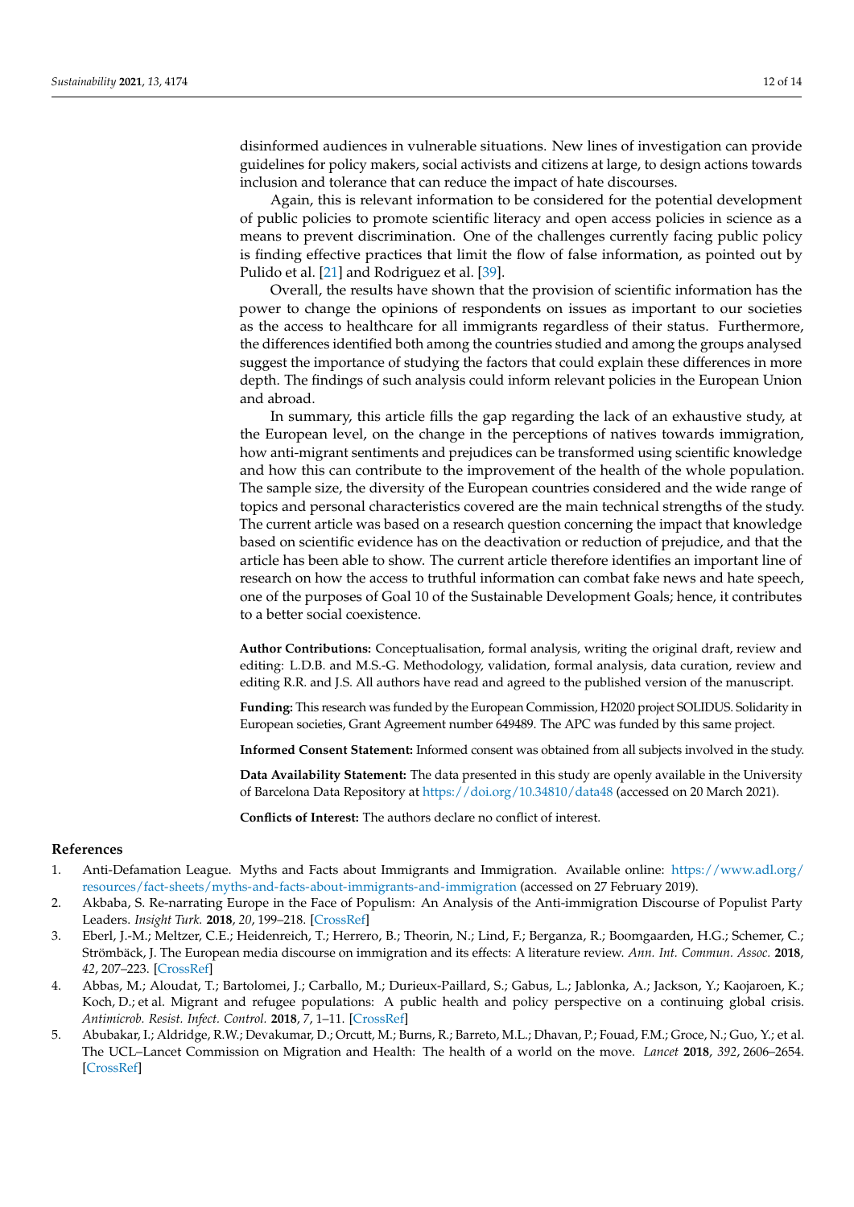disinformed audiences in vulnerable situations. New lines of investigation can provide guidelines for policy makers, social activists and citizens at large, to design actions towards inclusion and tolerance that can reduce the impact of hate discourses.

Again, this is relevant information to be considered for the potential development of public policies to promote scientific literacy and open access policies in science as a means to prevent discrimination. One of the challenges currently facing public policy is finding effective practices that limit the flow of false information, as pointed out by Pulido et al. [21] and Rodriguez et al. [39].

Overall, the results have shown that the provision of scientific information has the power to change the opinions of respondents on issues as important to our societies as the access to healthcare for all immigrants regardless of their status. Furthermore, the differences identified both among the countries studied and among the groups analysed suggest the importance of studying the factors that could explain these differences in more depth. The findings of such analysis could inform relevant policies in the European Union and abroad.

In summary, this article fills the gap regarding the lack of an exhaustive study, at the European level, on the change in the perceptions of natives towards immigration, how anti-migrant sentiments and prejudices can be transformed using scientific knowledge and how this can contribute to the improvement of the health of the whole population. The sample size, the diversity of the European countries considered and the wide range of topics and personal characteristics covered are the main technical strengths of the study. The current article was based on a research question concerning the impact that knowledge based on scientific evidence has on the deactivation or reduction of prejudice, and that the article has been able to show. The current article therefore identifies an important line of research on how the access to truthful information can combat fake news and hate speech, one of the purposes of Goal 10 of the Sustainable Development Goals; hence, it contributes to a better social coexistence.

**Author Contributions:** Conceptualisation, formal analysis, writing the original draft, review and editing: L.D.B. and M.S.-G. Methodology, validation, formal analysis, data curation, review and editing R.R. and J.S. All authors have read and agreed to the published version of the manuscript.

**Funding:** This research was funded by the European Commission, H2020 project SOLIDUS. Solidarity in European societies, Grant Agreement number 649489. The APC was funded by this same project.

**Informed Consent Statement:** Informed consent was obtained from all subjects involved in the study.

**Data Availability Statement:** The data presented in this study are openly available in the University of Barcelona Data Repository at https://doi.org/10.34810/data48 (accessed on 20 March 2021).

**Conflicts of Interest:** The authors declare no conflict of interest.

## References

1. Anti-Defamation League. Myths and Facts about Immigrants and Immigration. Available online: https://www.adl.org/resources/fact-sheets/myths-and-facts-about-immigrants-and-immigration (accessed on 27 February 2019).
2. Akbaba, S. Re-narrating Europe in the Face of Populism: An Analysis of the Anti-immigration Discourse of Populist Party Leaders. *Insight Turk.* **2018**, *20*, 199–218. [CrossRef]
3. Eberl, J.-M.; Meltzer, C.E.; Heidenreich, T.; Herrero, B.; Theorin, N.; Lind, F.; Berganza, R.; Boomgaarden, H.G.; Schemer, C.; Strömbäck, J. The European media discourse on immigration and its effects: A literature review. *Ann. Int. Commun. Assoc.* **2018**, *42*, 207–223. [CrossRef]
4. Abbas, M.; Aloudat, T.; Bartolomei, J.; Carballo, M.; Durieux-Paillard, S.; Gabus, L.; Jablonka, A.; Jackson, Y.; Kaojaroen, K.; Koch, D.; et al. Migrant and refugee populations: A public health and policy perspective on a continuing global crisis. *Antimicrob. Resist. Infect. Control.* **2018**, *7*, 1–11. [CrossRef]
5. Abubakar, I.; Aldridge, R.W.; Devakumar, D.; Orcutt, M.; Burns, R.; Barreto, M.L.; Dhavan, P.; Fouad, F.M.; Groce, N.; Guo, Y.; et al. The UCL–Lancet Commission on Migration and Health: The health of a world on the move. *Lancet* **2018**, *392*, 2606–2654. [CrossRef]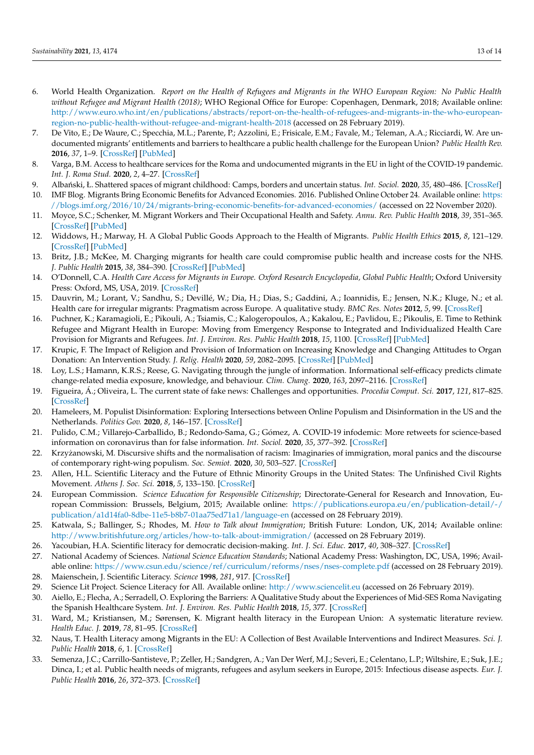6. World Health Organization. *Report on the Health of Refugees and Migrants in the WHO European Region: No Public Health without Refugee and Migrant Health (2018)*; WHO Regional Office for Europe: Copenhagen, Denmark, 2018; Available online: http://www.euro.who.int/en/publications/abstracts/report-on-the-health-of-refugees-and-migrants-in-the-who-european-region-no-public-health-without-refugee-and-migrant-health-2018 (accessed on 28 February 2019).
7. De Vito, E.; De Waure, C.; Specchia, M.L.; Parente, P.; Azzolini, E.; Frisicale, E.M.; Favale, M.; Teleman, A.A.; Ricciardi, W. Are undocumented migrants' entitlements and barriers to healthcare a public health challenge for the European Union? *Public Health Rev.* **2016**, *37*, 1–9. [CrossRef] [PubMed]
8. Varga, B.M. Access to healthcare services for the Roma and undocumented migrants in the EU in light of the COVID-19 pandemic. *Int. J. Roma Stud.* **2020**, *2*, 4–27. [CrossRef]
9. Albański, Ł. Shattered spaces of migrant childhood: Camps, borders and uncertain status. *Int. Sociol.* **2020**, *35*, 480–486. [CrossRef]
10. IMF Blog. Migrants Bring Economic Benefits for Advanced Economies. 2016. Published Online October 24. Available online: https://blogs.imf.org/2016/10/24/migrants-bring-economic-benefits-for-advanced-economies/ (accessed on 22 November 2020).
11. Moyce, S.C.; Schenker, M. Migrant Workers and Their Occupational Health and Safety. *Annu. Rev. Public Health* **2018**, *39*, 351–365. [CrossRef] [PubMed]
12. Widdows, H.; Marway, H. A Global Public Goods Approach to the Health of Migrants. *Public Health Ethics* **2015**, *8*, 121–129. [CrossRef] [PubMed]
13. Britz, J.B.; McKee, M. Charging migrants for health care could compromise public health and increase costs for the NHS. *J. Public Health* **2015**, *38*, 384–390. [CrossRef] [PubMed]
14. O'Donnell, C.A. *Health Care Access for Migrants in Europe. Oxford Research Encyclopedia, Global Public Health*; Oxford University Press: Oxford, MS, USA, 2019. [CrossRef]
15. Dauvrin, M.; Lorant, V.; Sandhu, S.; Devillé, W.; Dia, H.; Dias, S.; Gaddini, A.; Ioannidis, E.; Jensen, N.K.; Kluge, N.; et al. Health care for irregular migrants: Pragmatism across Europe. A qualitative study. *BMC Res. Notes* **2012**, *5*, 99. [CrossRef]
16. Puchner, K.; Karamagioli, E.; Pikouli, A.; Tsiamis, C.; Kalogeropoulos, A.; Kakalou, E.; Pavlidou, E.; Pikoulis, E. Time to Rethink Refugee and Migrant Health in Europe: Moving from Emergency Response to Integrated and Individualized Health Care Provision for Migrants and Refugees. *Int. J. Environ. Res. Public Health* **2018**, *15*, 1100. [CrossRef] [PubMed]
17. Krupic, F. The Impact of Religion and Provision of Information on Increasing Knowledge and Changing Attitudes to Organ Donation: An Intervention Study. *J. Relig. Health* **2020**, *59*, 2082–2095. [CrossRef] [PubMed]
18. Loy, L.S.; Hamann, K.R.S.; Reese, G. Navigating through the jungle of information. Informational self-efficacy predicts climate change-related media exposure, knowledge, and behaviour. *Clim. Chang.* **2020**, *163*, 2097–2116. [CrossRef]
19. Figueira, Á.; Oliveira, L. The current state of fake news: Challenges and opportunities. *Procedia Comput. Sci.* **2017**, *121*, 817–825. [CrossRef]
20. Hameleers, M. Populist Disinformation: Exploring Intersections between Online Populism and Disinformation in the US and the Netherlands. *Politics Gov.* **2020**, *8*, 146–157. [CrossRef]
21. Pulido, C.M.; Villarejo-Carballido, B.; Redondo-Sama, G.; Gómez, A. COVID-19 infodemic: More retweets for science-based information on coronavirus than for false information. *Int. Sociol.* **2020**, *35*, 377–392. [CrossRef]
22. Krzyżanowski, M. Discursive shifts and the normalisation of racism: Imaginaries of immigration, moral panics and the discourse of contemporary right-wing populism. *Soc. Semiot.* **2020**, *30*, 503–527. [CrossRef]
23. Allen, H.L. Scientific Literacy and the Future of Ethnic Minority Groups in the United States: The Unfinished Civil Rights Movement. *Athens J. Soc. Sci.* **2018**, *5*, 133–150. [CrossRef]
24. European Commission. *Science Education for Responsible Citizenship*; Directorate-General for Research and Innovation, European Commission: Brussels, Belgium, 2015; Available online: https://publications.europa.eu/en/publication-detail/-/publication/a1d14fa0-8dbe-11e5-b8b7-01aa75ed71a1/language-en (accessed on 28 February 2019).
25. Katwala, S.; Ballinger, S.; Rhodes, M. *How to Talk about Immigration*; British Future: London, UK, 2014; Available online: http://www.britishfuture.org/articles/how-to-talk-about-immigration/ (accessed on 28 February 2019).
26. Yacoubian, H.A. Scientific literacy for democratic decision-making. *Int. J. Sci. Educ.* **2017**, *40*, 308–327. [CrossRef]
27. National Academy of Sciences. *National Science Education Standards*; National Academy Press: Washington, DC, USA, 1996; Available online: https://www.csun.edu/science/ref/curriculum/reforms/nses/nses-complete.pdf (accessed on 28 February 2019).
28. Maienschein, J. Scientific Literacy. *Science* **1998**, *281*, 917. [CrossRef]
29. Science Lit Project. Science Literacy for All. Available online: http://www.sciencelit.eu (accessed on 26 February 2019).
30. Aiello, E.; Flecha, A.; Serradell, O. Exploring the Barriers: A Qualitative Study about the Experiences of Mid-SES Roma Navigating the Spanish Healthcare System. *Int. J. Environ. Res. Public Health* **2018**, *15*, 377. [CrossRef]
31. Ward, M.; Kristiansen, M.; Sørensen, K. Migrant health literacy in the European Union: A systematic literature review. *Health Educ. J.* **2019**, *78*, 81–95. [CrossRef]
32. Naus, T. Health Literacy among Migrants in the EU: A Collection of Best Available Interventions and Indirect Measures. *Sci. J. Public Health* **2018**, *6*, 1. [CrossRef]
33. Semenza, J.C.; Carrillo-Santisteve, P.; Zeller, H.; Sandgren, A.; Van Der Werf, M.J.; Severi, E.; Celentano, L.P.; Wiltshire, E.; Suk, J.E.; Dinca, I.; et al. Public health needs of migrants, refugees and asylum seekers in Europe, 2015: Infectious disease aspects. *Eur. J. Public Health* **2016**, *26*, 372–373. [CrossRef]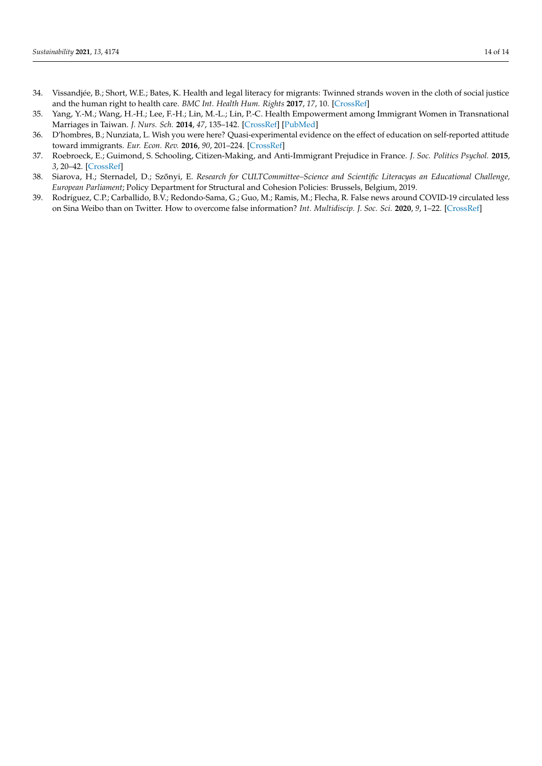34. Vissandjée, B.; Short, W.E.; Bates, K. Health and legal literacy for migrants: Twinned strands woven in the cloth of social justice and the human right to health care. *BMC Int. Health Hum. Rights* **2017**, *17*, 10. [CrossRef]
35. Yang, Y.-M.; Wang, H.-H.; Lee, F.-H.; Lin, M.-L.; Lin, P.-C. Health Empowerment among Immigrant Women in Transnational Marriages in Taiwan. *J. Nurs. Sch.* **2014**, *47*, 135–142. [CrossRef] [PubMed]
36. D'hombres, B.; Nunziata, L. Wish you were here? Quasi-experimental evidence on the effect of education on self-reported attitude toward immigrants. *Eur. Econ. Rev.* **2016**, *90*, 201–224. [CrossRef]
37. Roebroeck, E.; Guimond, S. Schooling, Citizen-Making, and Anti-Immigrant Prejudice in France. *J. Soc. Politics Psychol.* **2015**, *3*, 20–42. [CrossRef]
38. Siarova, H.; Sternadel, D.; Szőnyi, E. *Research for CULTCommittee–Science and Scientific Literacyas an Educational Challenge, European Parliament*; Policy Department for Structural and Cohesion Policies: Brussels, Belgium, 2019.
39. Rodríguez, C.P.; Carballido, B.V.; Redondo-Sama, G.; Guo, M.; Ramis, M.; Flecha, R. False news around COVID-19 circulated less on Sina Weibo than on Twitter. How to overcome false information? *Int. Multidiscip. J. Soc. Sci.* **2020**, *9*, 1–22. [CrossRef]